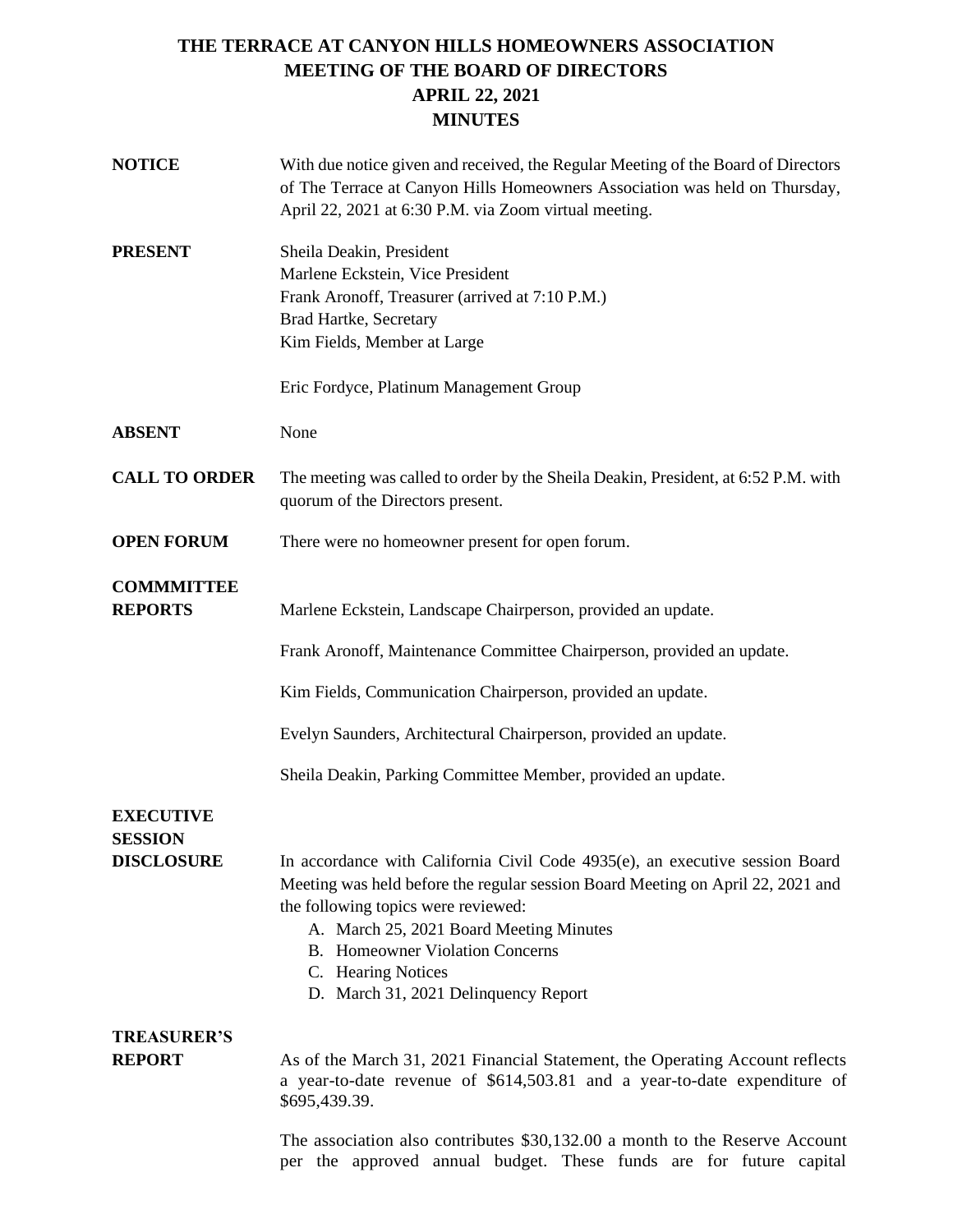# THE TERRACE AT CANYON HILLS HOMEOWNERS ASSOCIATION
## MEETING OF THE BOARD OF DIRECTORS
## APRIL 22, 2021
## MINUTES

**NOTICE**

With due notice given and received, the Regular Meeting of the Board of Directors of The Terrace at Canyon Hills Homeowners Association was held on Thursday, April 22, 2021 at 6:30 P.M. via Zoom virtual meeting.

**PRESENT**

Sheila Deakin, President
Marlene Eckstein, Vice President
Frank Aronoff, Treasurer (arrived at 7:10 P.M.)
Brad Hartke, Secretary
Kim Fields, Member at Large

Eric Fordyce, Platinum Management Group

**ABSENT**

None

**CALL TO ORDER**

The meeting was called to order by the Sheila Deakin, President, at 6:52 P.M. with quorum of the Directors present.

**OPEN FORUM**

There were no homeowner present for open forum.

**COMMMITTEE REPORTS**

Marlene Eckstein, Landscape Chairperson, provided an update.

Frank Aronoff, Maintenance Committee Chairperson, provided an update.

Kim Fields, Communication Chairperson, provided an update.

Evelyn Saunders, Architectural Chairperson, provided an update.

Sheila Deakin, Parking Committee Member, provided an update.

**EXECUTIVE SESSION DISCLOSURE**

In accordance with California Civil Code 4935(e), an executive session Board Meeting was held before the regular session Board Meeting on April 22, 2021 and the following topics were reviewed:

A. March 25, 2021 Board Meeting Minutes
B. Homeowner Violation Concerns
C. Hearing Notices
D. March 31, 2021 Delinquency Report

**TREASURER'S REPORT**

As of the March 31, 2021 Financial Statement, the Operating Account reflects a year-to-date revenue of $614,503.81 and a year-to-date expenditure of $695,439.39.

The association also contributes $30,132.00 a month to the Reserve Account per the approved annual budget. These funds are for future capital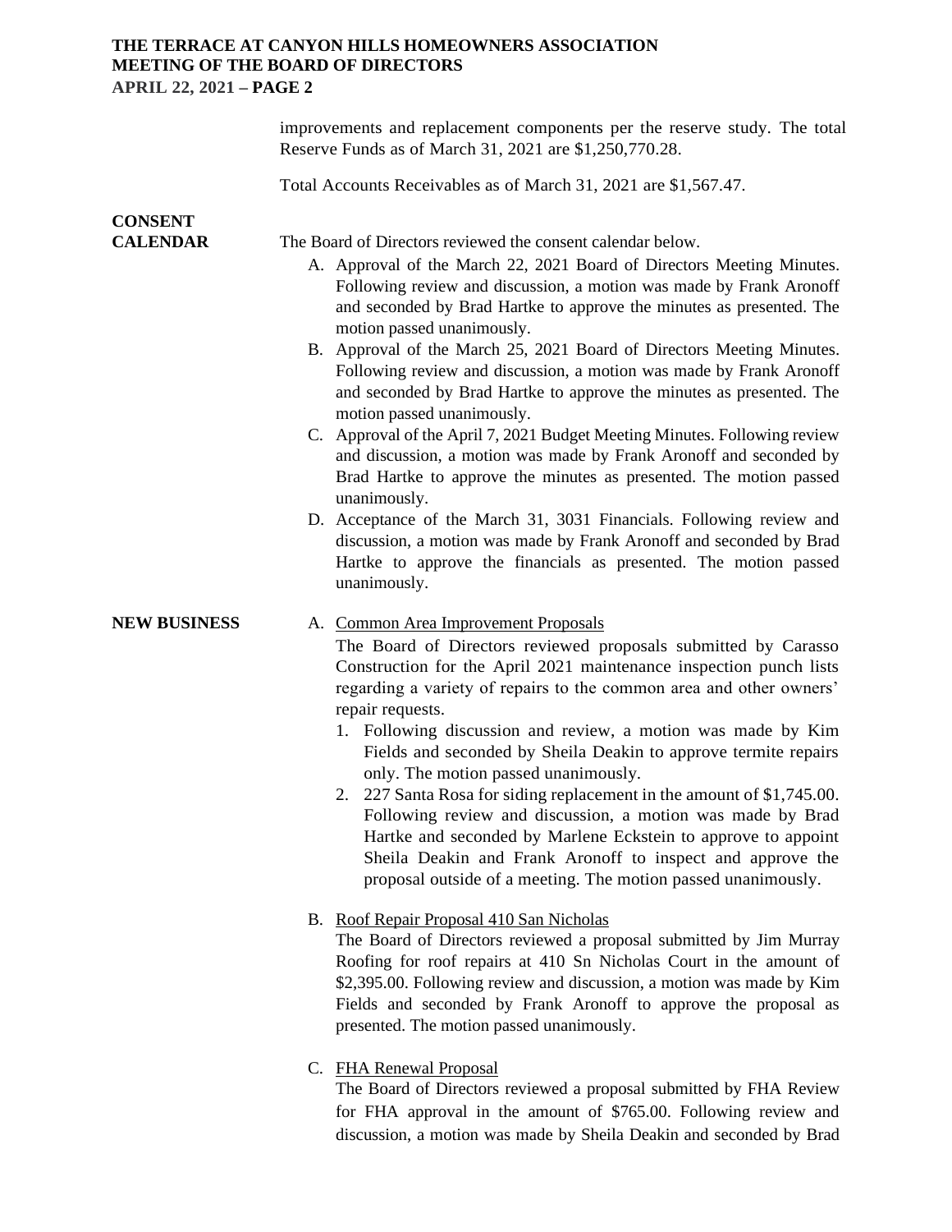improvements and replacement components per the reserve study. The total Reserve Funds as of March 31, 2021 are $1,250,770.28.

Total Accounts Receivables as of March 31, 2021 are $1,567.47.

**CONSENT CALENDAR**

The Board of Directors reviewed the consent calendar below.

A. Approval of the March 22, 2021 Board of Directors Meeting Minutes. Following review and discussion, a motion was made by Frank Aronoff and seconded by Brad Hartke to approve the minutes as presented. The motion passed unanimously.
B. Approval of the March 25, 2021 Board of Directors Meeting Minutes. Following review and discussion, a motion was made by Frank Aronoff and seconded by Brad Hartke to approve the minutes as presented. The motion passed unanimously.
C. Approval of the April 7, 2021 Budget Meeting Minutes. Following review and discussion, a motion was made by Frank Aronoff and seconded by Brad Hartke to approve the minutes as presented. The motion passed unanimously.
D. Acceptance of the March 31, 3031 Financials. Following review and discussion, a motion was made by Frank Aronoff and seconded by Brad Hartke to approve the financials as presented. The motion passed unanimously.

**NEW BUSINESS**

A. <u>Common Area Improvement Proposals</u>
The Board of Directors reviewed proposals submitted by Carasso Construction for the April 2021 maintenance inspection punch lists regarding a variety of repairs to the common area and other owners' repair requests.
   1. Following discussion and review, a motion was made by Kim Fields and seconded by Sheila Deakin to approve termite repairs only. The motion passed unanimously.
   2. 227 Santa Rosa for siding replacement in the amount of $1,745.00. Following review and discussion, a motion was made by Brad Hartke and seconded by Marlene Eckstein to approve to appoint Sheila Deakin and Frank Aronoff to inspect and approve the proposal outside of a meeting. The motion passed unanimously.

B. <u>Roof Repair Proposal 410 San Nicholas</u>
The Board of Directors reviewed a proposal submitted by Jim Murray Roofing for roof repairs at 410 Sn Nicholas Court in the amount of $2,395.00. Following review and discussion, a motion was made by Kim Fields and seconded by Frank Aronoff to approve the proposal as presented. The motion passed unanimously.

C. <u>FHA Renewal Proposal</u>
The Board of Directors reviewed a proposal submitted by FHA Review for FHA approval in the amount of $765.00. Following review and discussion, a motion was made by Sheila Deakin and seconded by Brad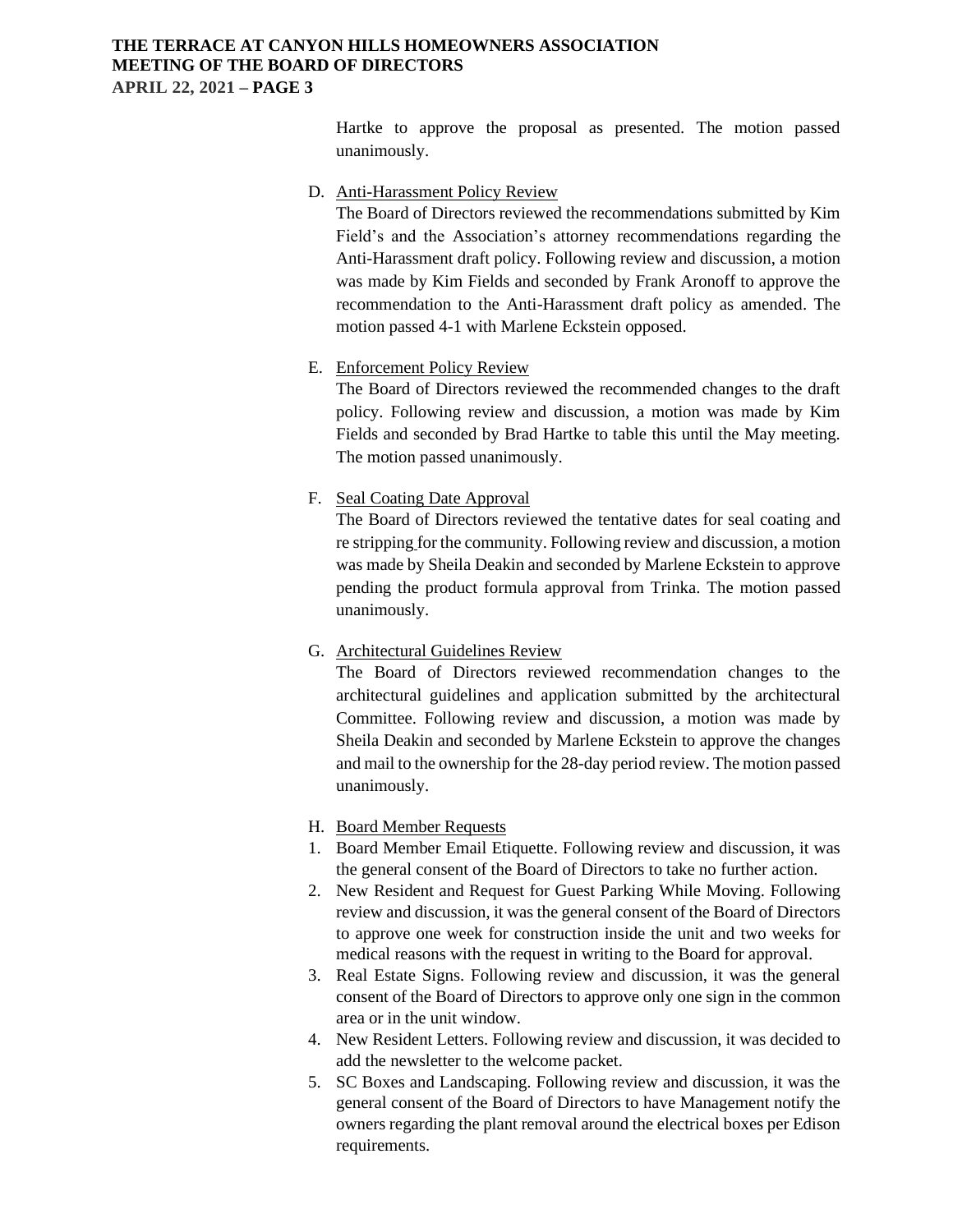Hartke to approve the proposal as presented. The motion passed unanimously.

D. Anti-Harassment Policy Review

The Board of Directors reviewed the recommendations submitted by Kim Field's and the Association's attorney recommendations regarding the Anti-Harassment draft policy. Following review and discussion, a motion was made by Kim Fields and seconded by Frank Aronoff to approve the recommendation to the Anti-Harassment draft policy as amended. The motion passed 4-1 with Marlene Eckstein opposed.

E. Enforcement Policy Review

The Board of Directors reviewed the recommended changes to the draft policy. Following review and discussion, a motion was made by Kim Fields and seconded by Brad Hartke to table this until the May meeting. The motion passed unanimously.

F. Seal Coating Date Approval

The Board of Directors reviewed the tentative dates for seal coating and re stripping for the community. Following review and discussion, a motion was made by Sheila Deakin and seconded by Marlene Eckstein to approve pending the product formula approval from Trinka. The motion passed unanimously.

G. Architectural Guidelines Review

The Board of Directors reviewed recommendation changes to the architectural guidelines and application submitted by the architectural Committee. Following review and discussion, a motion was made by Sheila Deakin and seconded by Marlene Eckstein to approve the changes and mail to the ownership for the 28-day period review. The motion passed unanimously.

H. Board Member Requests

1. Board Member Email Etiquette. Following review and discussion, it was the general consent of the Board of Directors to take no further action.
2. New Resident and Request for Guest Parking While Moving. Following review and discussion, it was the general consent of the Board of Directors to approve one week for construction inside the unit and two weeks for medical reasons with the request in writing to the Board for approval.
3. Real Estate Signs. Following review and discussion, it was the general consent of the Board of Directors to approve only one sign in the common area or in the unit window.
4. New Resident Letters. Following review and discussion, it was decided to add the newsletter to the welcome packet.
5. SC Boxes and Landscaping. Following review and discussion, it was the general consent of the Board of Directors to have Management notify the owners regarding the plant removal around the electrical boxes per Edison requirements.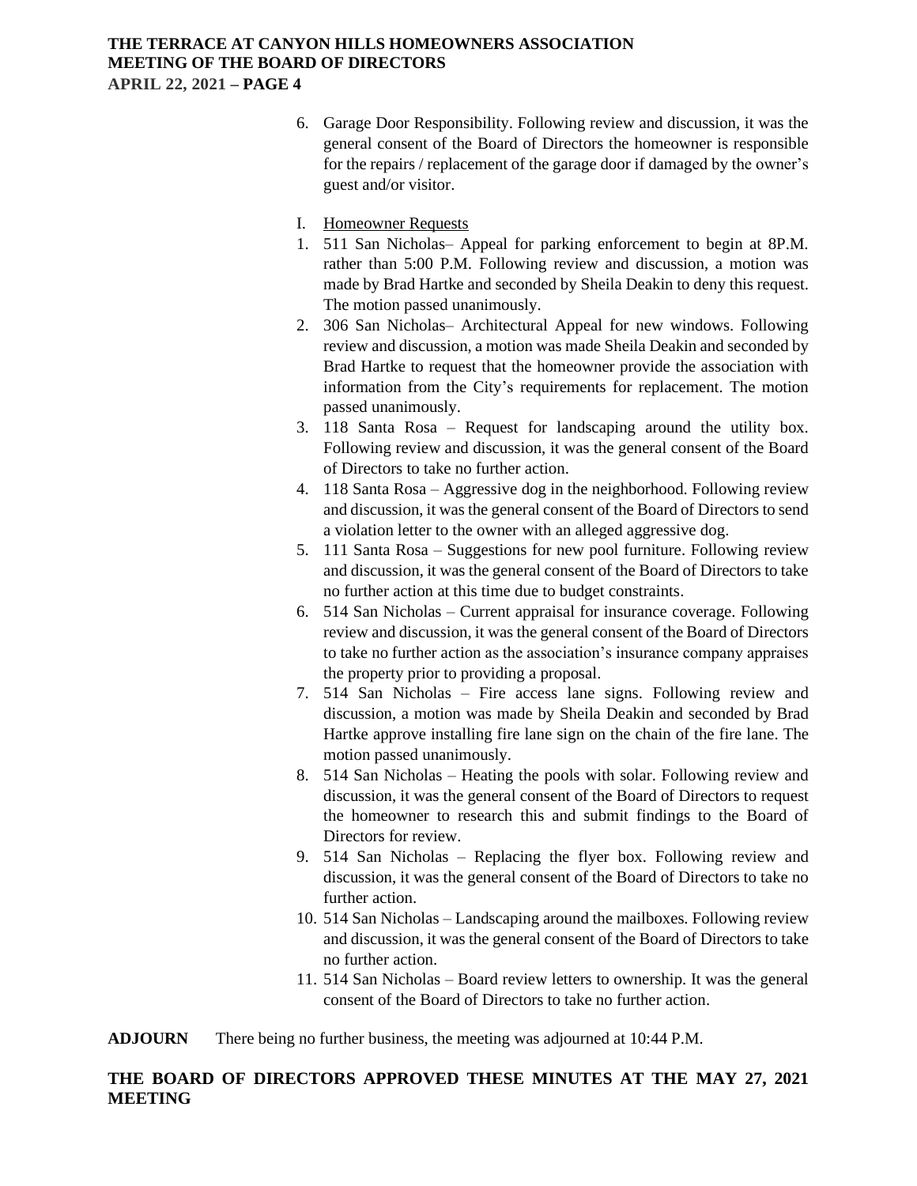6. Garage Door Responsibility. Following review and discussion, it was the general consent of the Board of Directors the homeowner is responsible for the repairs / replacement of the garage door if damaged by the owner's guest and/or visitor.

I. Homeowner Requests

1. 511 San Nicholas– Appeal for parking enforcement to begin at 8P.M. rather than 5:00 P.M. Following review and discussion, a motion was made by Brad Hartke and seconded by Sheila Deakin to deny this request. The motion passed unanimously.
2. 306 San Nicholas– Architectural Appeal for new windows. Following review and discussion, a motion was made Sheila Deakin and seconded by Brad Hartke to request that the homeowner provide the association with information from the City's requirements for replacement. The motion passed unanimously.
3. 118 Santa Rosa – Request for landscaping around the utility box. Following review and discussion, it was the general consent of the Board of Directors to take no further action.
4. 118 Santa Rosa – Aggressive dog in the neighborhood. Following review and discussion, it was the general consent of the Board of Directors to send a violation letter to the owner with an alleged aggressive dog.
5. 111 Santa Rosa – Suggestions for new pool furniture. Following review and discussion, it was the general consent of the Board of Directors to take no further action at this time due to budget constraints.
6. 514 San Nicholas – Current appraisal for insurance coverage. Following review and discussion, it was the general consent of the Board of Directors to take no further action as the association's insurance company appraises the property prior to providing a proposal.
7. 514 San Nicholas – Fire access lane signs. Following review and discussion, a motion was made by Sheila Deakin and seconded by Brad Hartke approve installing fire lane sign on the chain of the fire lane. The motion passed unanimously.
8. 514 San Nicholas – Heating the pools with solar. Following review and discussion, it was the general consent of the Board of Directors to request the homeowner to research this and submit findings to the Board of Directors for review.
9. 514 San Nicholas – Replacing the flyer box. Following review and discussion, it was the general consent of the Board of Directors to take no further action.
10. 514 San Nicholas – Landscaping around the mailboxes. Following review and discussion, it was the general consent of the Board of Directors to take no further action.
11. 514 San Nicholas – Board review letters to ownership. It was the general consent of the Board of Directors to take no further action.

**ADJOURN** There being no further business, the meeting was adjourned at 10:44 P.M.

**THE BOARD OF DIRECTORS APPROVED THESE MINUTES AT THE MAY 27, 2021 MEETING**